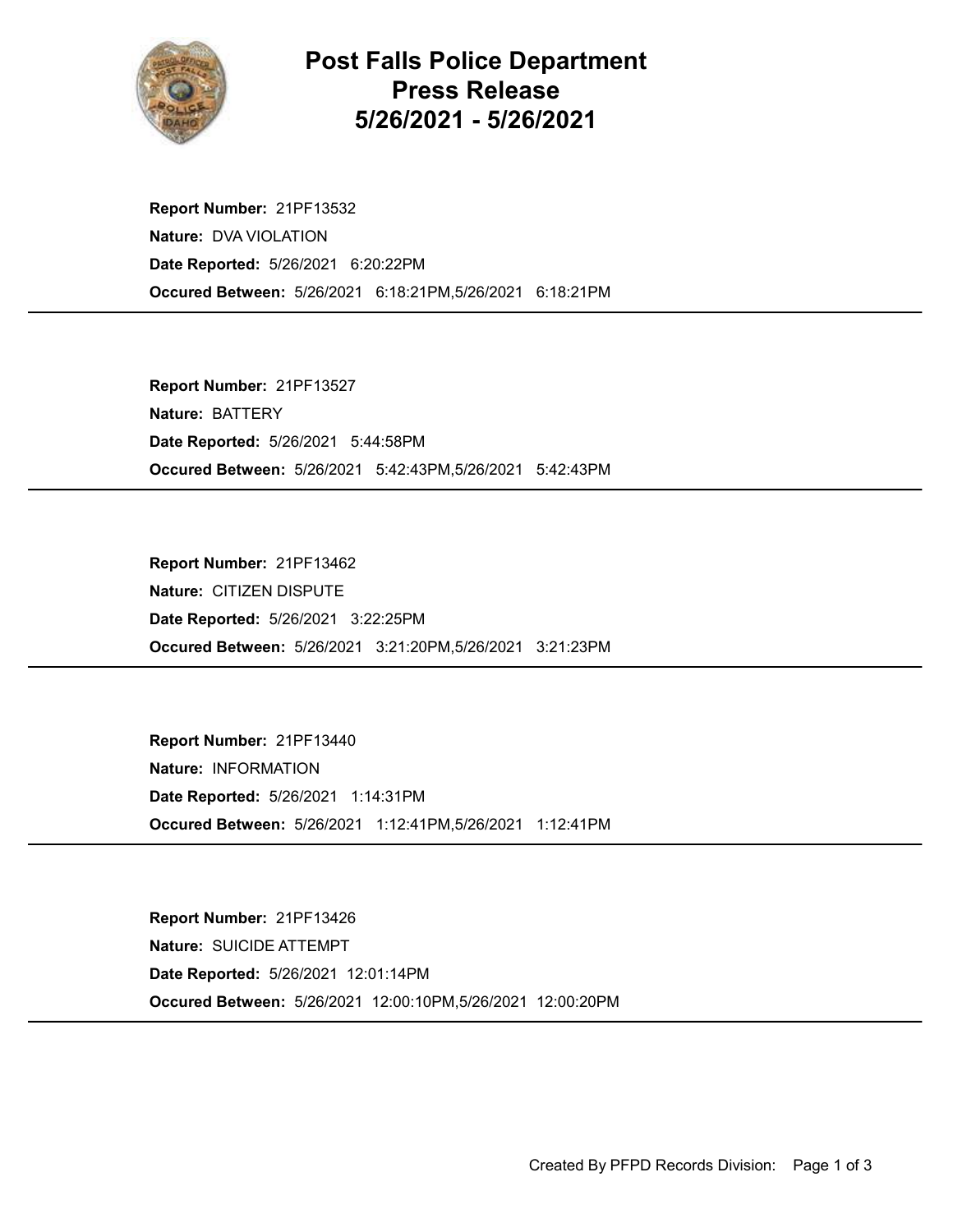# Post Falls Police Department
# Press Release
# 5/26/2021 - 5/26/2021

**Report Number:** 21PF13532
**Nature:** DVA VIOLATION
**Date Reported:** 5/26/2021 6:20:22PM
**Occured Between:** 5/26/2021 6:18:21PM,5/26/2021 6:18:21PM

---

**Report Number:** 21PF13527
**Nature:** BATTERY
**Date Reported:** 5/26/2021 5:44:58PM
**Occured Between:** 5/26/2021 5:42:43PM,5/26/2021 5:42:43PM

---

**Report Number:** 21PF13462
**Nature:** CITIZEN DISPUTE
**Date Reported:** 5/26/2021 3:22:25PM
**Occured Between:** 5/26/2021 3:21:20PM,5/26/2021 3:21:23PM

---

**Report Number:** 21PF13440
**Nature:** INFORMATION
**Date Reported:** 5/26/2021 1:14:31PM
**Occured Between:** 5/26/2021 1:12:41PM,5/26/2021 1:12:41PM

---

**Report Number:** 21PF13426
**Nature:** SUICIDE ATTEMPT
**Date Reported:** 5/26/2021 12:01:14PM
**Occured Between:** 5/26/2021 12:00:10PM,5/26/2021 12:00:20PM

---

Created By PFPD Records Division: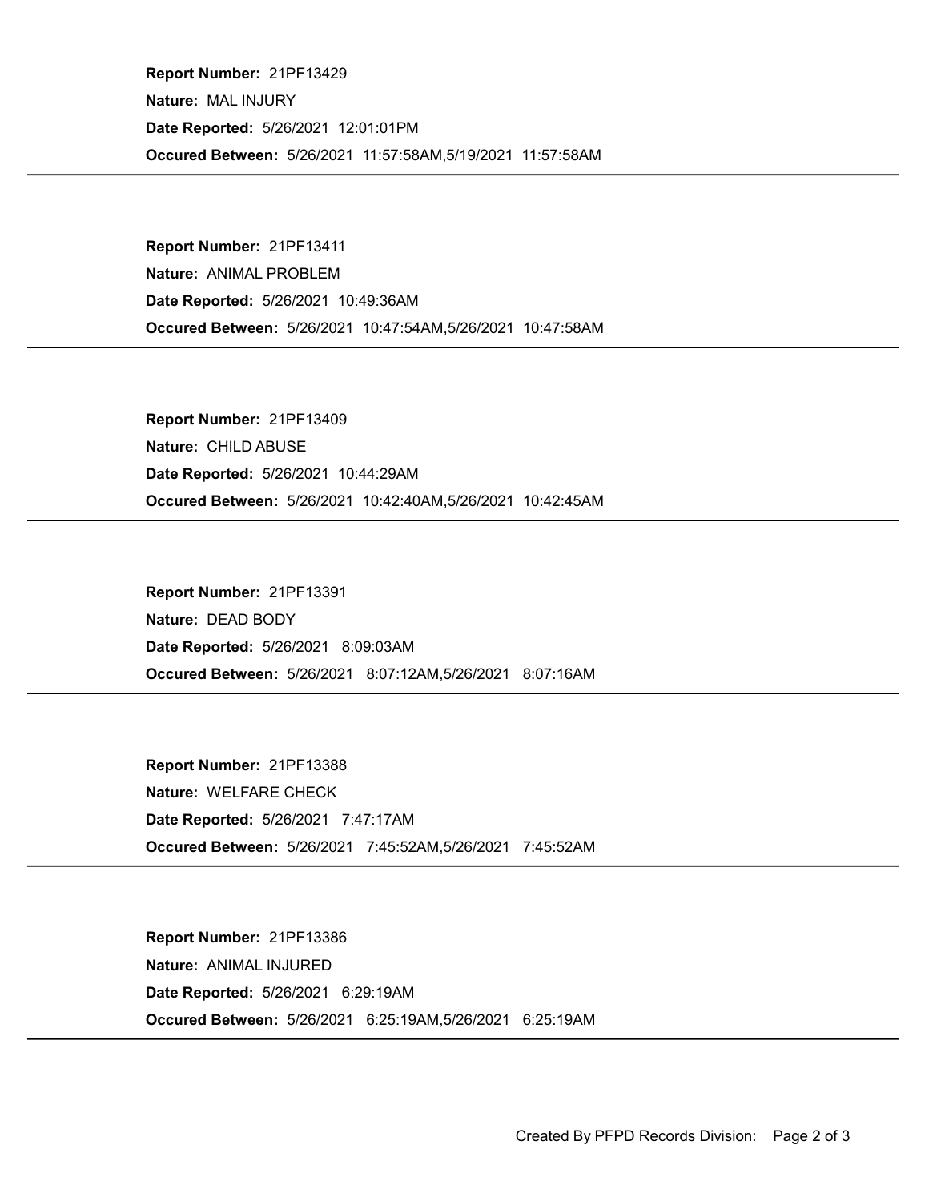**Report Number:** 21PF13429
**Nature:** MAL INJURY
**Date Reported:** 5/26/2021 12:01:01PM
**Occured Between:** 5/26/2021 11:57:58AM,5/19/2021 11:57:58AM

---

**Report Number:** 21PF13411
**Nature:** ANIMAL PROBLEM
**Date Reported:** 5/26/2021 10:49:36AM
**Occured Between:** 5/26/2021 10:47:54AM,5/26/2021 10:47:58AM

---

**Report Number:** 21PF13409
**Nature:** CHILD ABUSE
**Date Reported:** 5/26/2021 10:44:29AM
**Occured Between:** 5/26/2021 10:42:40AM,5/26/2021 10:42:45AM

---

**Report Number:** 21PF13391
**Nature:** DEAD BODY
**Date Reported:** 5/26/2021 8:09:03AM
**Occured Between:** 5/26/2021 8:07:12AM,5/26/2021 8:07:16AM

---

**Report Number:** 21PF13388
**Nature:** WELFARE CHECK
**Date Reported:** 5/26/2021 7:47:17AM
**Occured Between:** 5/26/2021 7:45:52AM,5/26/2021 7:45:52AM

---

**Report Number:** 21PF13386
**Nature:** ANIMAL INJURED
**Date Reported:** 5/26/2021 6:29:19AM
**Occured Between:** 5/26/2021 6:25:19AM,5/26/2021 6:25:19AM

---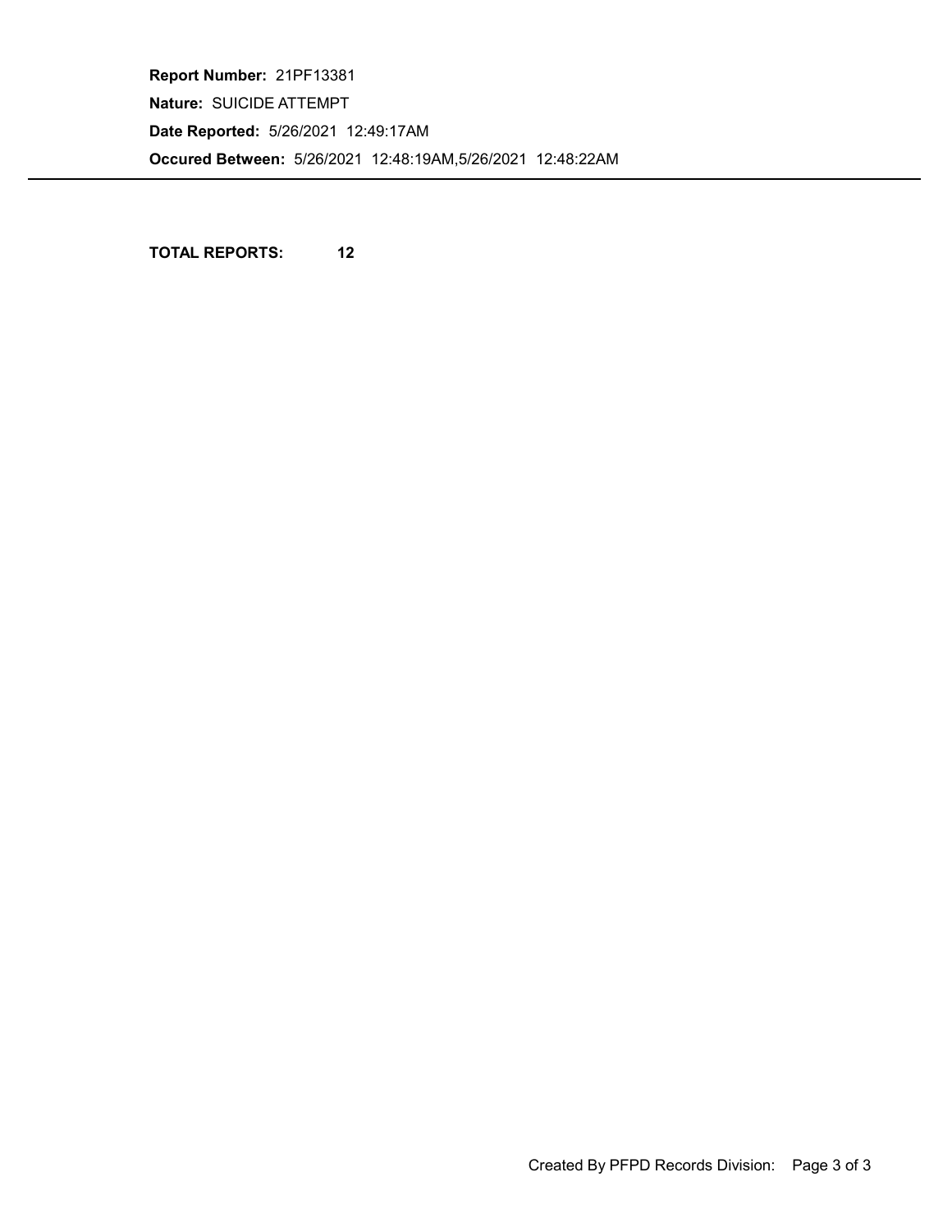**Report Number:** 21PF13381

**Nature:** SUICIDE ATTEMPT

**Date Reported:** 5/26/2021 12:49:17AM

**Occured Between:** 5/26/2021 12:48:19AM,5/26/2021 12:48:22AM

---

**TOTAL REPORTS: 12**

Created By PFPD Records Division: